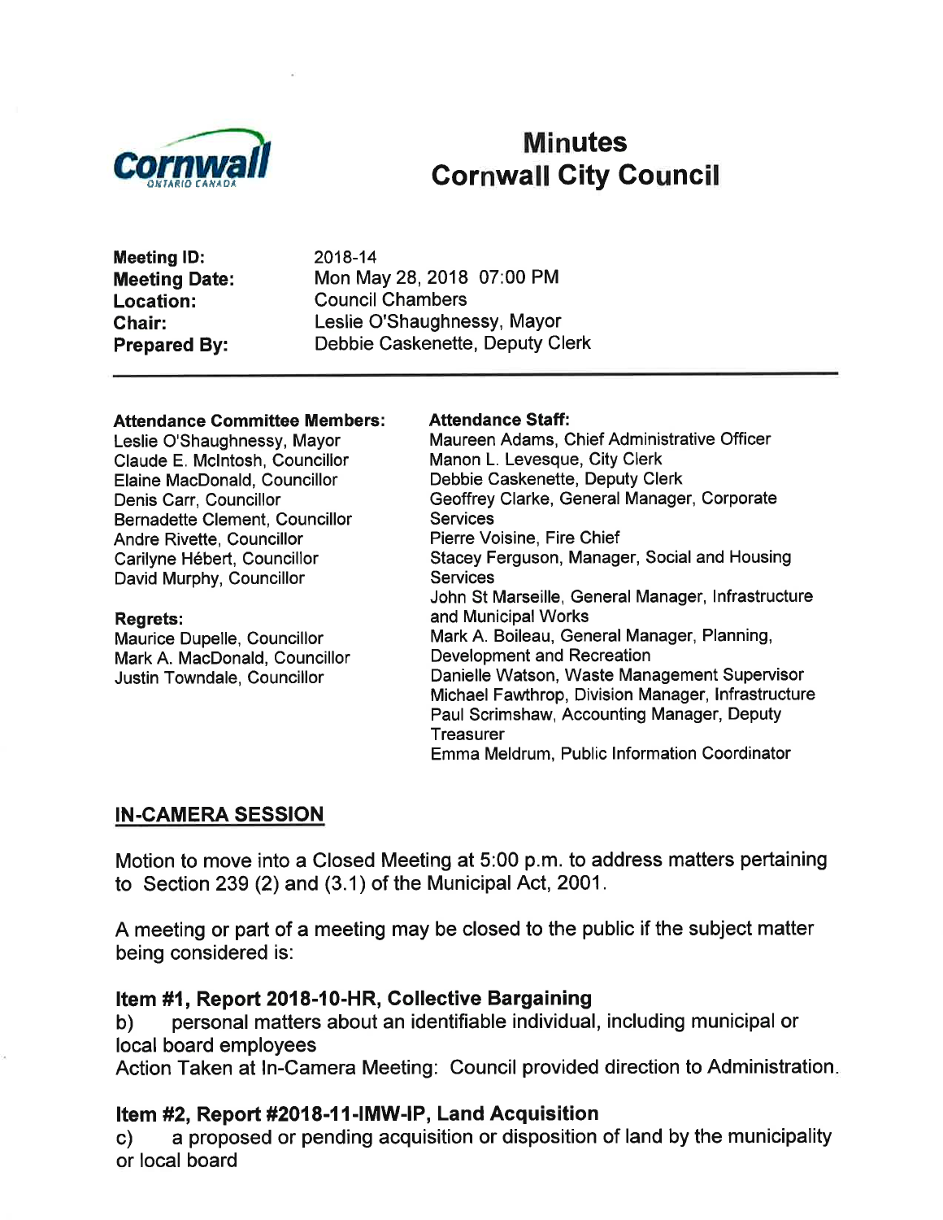# Minutes
# Cornwall City Council

**Meeting ID:** 2018-14
**Meeting Date:** Mon May 28, 2018 07:00 PM
**Location:** Council Chambers
**Chair:** Leslie O'Shaughnessy, Mayor
**Prepared By:** Debbie Caskenette, Deputy Clerk

---

**Attendance Committee Members:**
Leslie O'Shaughnessy, Mayor
Claude E. McIntosh, Councillor
Elaine MacDonald, Councillor
Denis Carr, Councillor
Bernadette Clement, Councillor
Andre Rivette, Councillor
Carilyne Hébert, Councillor
David Murphy, Councillor

**Regrets:**
Maurice Dupelle, Councillor
Mark A. MacDonald, Councillor
Justin Towndale, Councillor

**Attendance Staff:**
Maureen Adams, Chief Administrative Officer
Manon L. Levesque, City Clerk
Debbie Caskenette, Deputy Clerk
Geoffrey Clarke, General Manager, Corporate Services
Pierre Voisine, Fire Chief
Stacey Ferguson, Manager, Social and Housing Services
John St Marseille, General Manager, Infrastructure and Municipal Works
Mark A. Boileau, General Manager, Planning, Development and Recreation
Danielle Watson, Waste Management Supervisor
Michael Fawthrop, Division Manager, Infrastructure
Paul Scrimshaw, Accounting Manager, Deputy Treasurer
Emma Meldrum, Public Information Coordinator

## IN-CAMERA SESSION

Motion to move into a Closed Meeting at 5:00 p.m. to address matters pertaining to Section 239 (2) and (3.1) of the Municipal Act, 2001.

A meeting or part of a meeting may be closed to the public if the subject matter being considered is:

### Item #1, Report 2018-10-HR, Collective Bargaining

b) personal matters about an identifiable individual, including municipal or local board employees
Action Taken at In-Camera Meeting: Council provided direction to Administration.

### Item #2, Report #2018-11-IMW-IP, Land Acquisition

c) a proposed or pending acquisition or disposition of land by the municipality or local board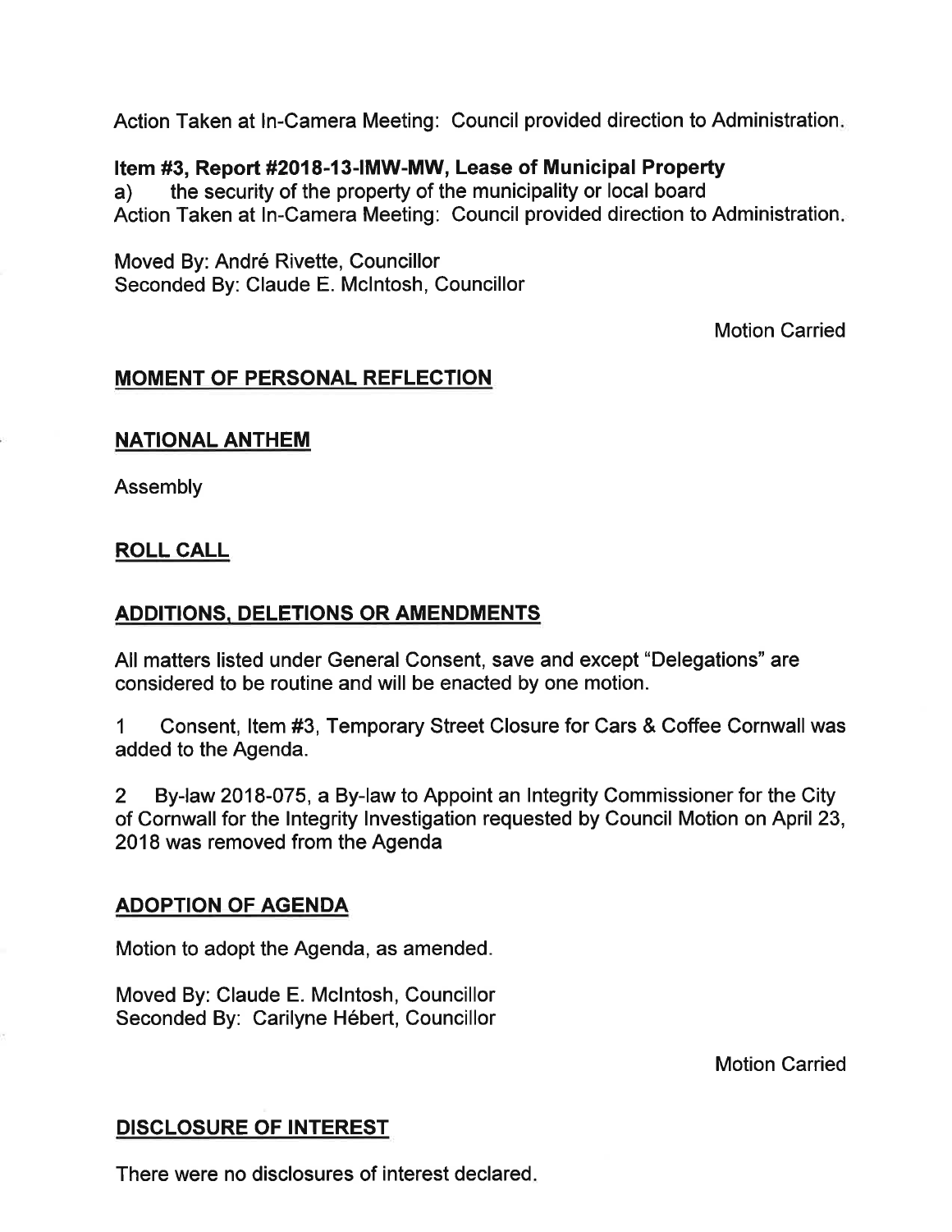Action Taken at In-Camera Meeting: Council provided direction to Administration.

**Item #3, Report #2018-13-IMW-MW, Lease of Municipal Property**
a) the security of the property of the municipality or local board
Action Taken at In-Camera Meeting: Council provided direction to Administration.

Moved By: André Rivette, Councillor
Seconded By: Claude E. McIntosh, Councillor

Motion Carried

## MOMENT OF PERSONAL REFLECTION

## NATIONAL ANTHEM

Assembly

## ROLL CALL

## ADDITIONS, DELETIONS OR AMENDMENTS

All matters listed under General Consent, save and except "Delegations" are considered to be routine and will be enacted by one motion.

1 Consent, Item #3, Temporary Street Closure for Cars & Coffee Cornwall was added to the Agenda.

2 By-law 2018-075, a By-law to Appoint an Integrity Commissioner for the City of Cornwall for the Integrity Investigation requested by Council Motion on April 23, 2018 was removed from the Agenda

## ADOPTION OF AGENDA

Motion to adopt the Agenda, as amended.

Moved By: Claude E. McIntosh, Councillor
Seconded By: Carilyne Hébert, Councillor

Motion Carried

## DISCLOSURE OF INTEREST

There were no disclosures of interest declared.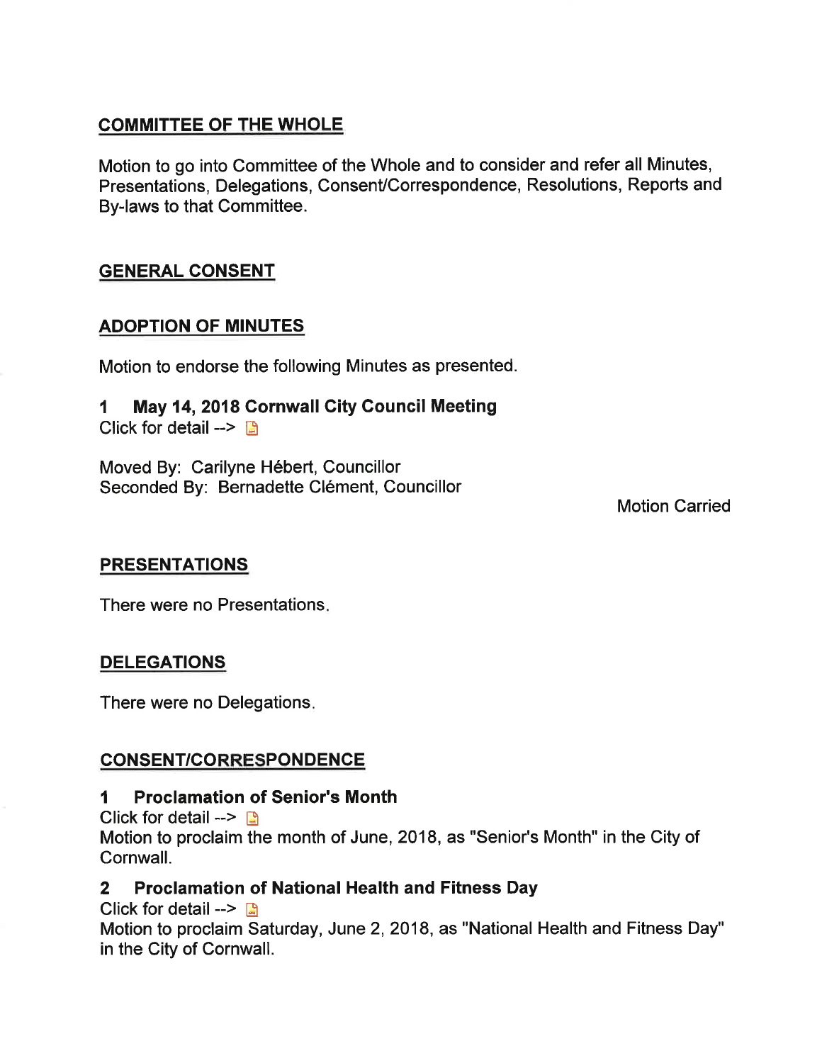## COMMITTEE OF THE WHOLE

Motion to go into Committee of the Whole and to consider and refer all Minutes, Presentations, Delegations, Consent/Correspondence, Resolutions, Reports and By-laws to that Committee.

## GENERAL CONSENT

## ADOPTION OF MINUTES

Motion to endorse the following Minutes as presented.

### 1 May 14, 2018 Cornwall City Council Meeting

Click for detail -->

Moved By: Carilyne Hébert, Councillor
Seconded By: Bernadette Clément, Councillor

Motion Carried

## PRESENTATIONS

There were no Presentations.

## DELEGATIONS

There were no Delegations.

## CONSENT/CORRESPONDENCE

### 1 Proclamation of Senior's Month

Click for detail -->
Motion to proclaim the month of June, 2018, as "Senior's Month" in the City of Cornwall.

### 2 Proclamation of National Health and Fitness Day

Click for detail -->
Motion to proclaim Saturday, June 2, 2018, as "National Health and Fitness Day" in the City of Cornwall.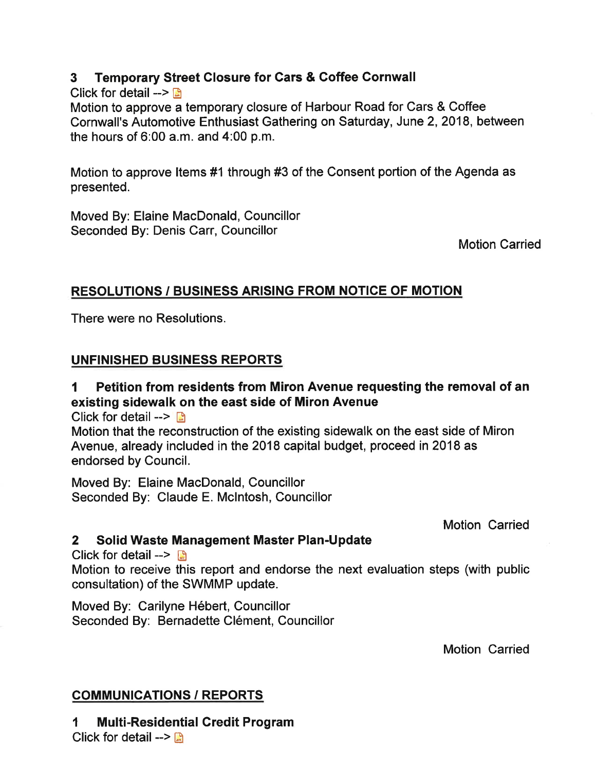### 3 Temporary Street Closure for Cars & Coffee Cornwall

Click for detail -->

Motion to approve a temporary closure of Harbour Road for Cars & Coffee Cornwall's Automotive Enthusiast Gathering on Saturday, June 2, 2018, between the hours of 6:00 a.m. and 4:00 p.m.

Motion to approve Items #1 through #3 of the Consent portion of the Agenda as presented.

Moved By: Elaine MacDonald, Councillor
Seconded By: Denis Carr, Councillor

Motion Carried

## RESOLUTIONS / BUSINESS ARISING FROM NOTICE OF MOTION

There were no Resolutions.

## UNFINISHED BUSINESS REPORTS

### 1 Petition from residents from Miron Avenue requesting the removal of an existing sidewalk on the east side of Miron Avenue

Click for detail -->

Motion that the reconstruction of the existing sidewalk on the east side of Miron Avenue, already included in the 2018 capital budget, proceed in 2018 as endorsed by Council.

Moved By: Elaine MacDonald, Councillor
Seconded By: Claude E. McIntosh, Councillor

Motion Carried

### 2 Solid Waste Management Master Plan-Update

Click for detail -->

Motion to receive this report and endorse the next evaluation steps (with public consultation) of the SWMMP update.

Moved By: Carilyne Hébert, Councillor
Seconded By: Bernadette Clément, Councillor

Motion Carried

## COMMUNICATIONS / REPORTS

### 1 Multi-Residential Credit Program

Click for detail -->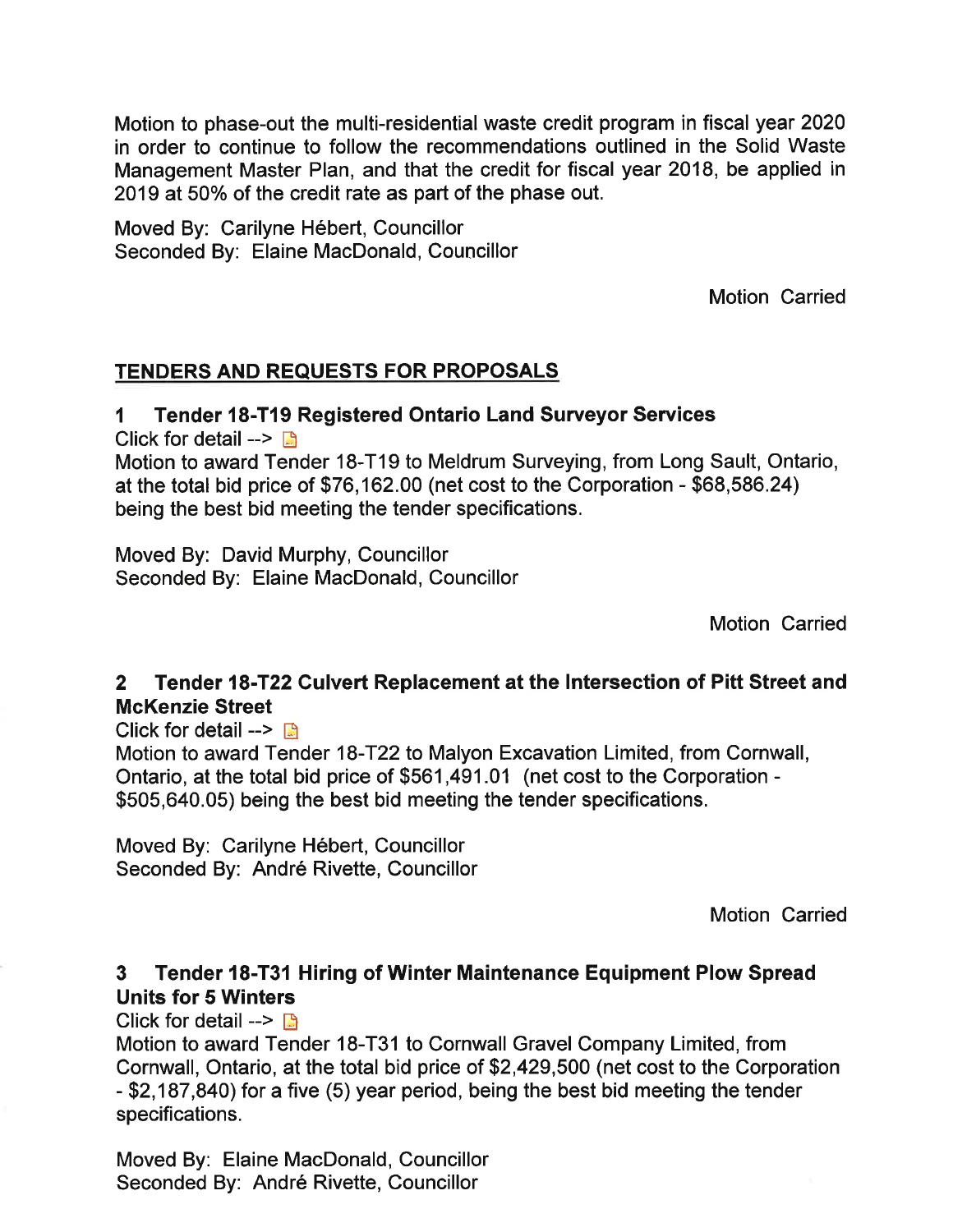Motion to phase-out the multi-residential waste credit program in fiscal year 2020 in order to continue to follow the recommendations outlined in the Solid Waste Management Master Plan, and that the credit for fiscal year 2018, be applied in 2019 at 50% of the credit rate as part of the phase out.

Moved By: Carilyne Hébert, Councillor
Seconded By: Elaine MacDonald, Councillor

Motion Carried

## TENDERS AND REQUESTS FOR PROPOSALS

### 1 Tender 18-T19 Registered Ontario Land Surveyor Services

Click for detail -->

Motion to award Tender 18-T19 to Meldrum Surveying, from Long Sault, Ontario, at the total bid price of $76,162.00 (net cost to the Corporation - $68,586.24) being the best bid meeting the tender specifications.

Moved By: David Murphy, Councillor
Seconded By: Elaine MacDonald, Councillor

Motion Carried

### 2 Tender 18-T22 Culvert Replacement at the Intersection of Pitt Street and McKenzie Street

Click for detail -->

Motion to award Tender 18-T22 to Malyon Excavation Limited, from Cornwall, Ontario, at the total bid price of $561,491.01 (net cost to the Corporation - $505,640.05) being the best bid meeting the tender specifications.

Moved By: Carilyne Hébert, Councillor
Seconded By: André Rivette, Councillor

Motion Carried

### 3 Tender 18-T31 Hiring of Winter Maintenance Equipment Plow Spread Units for 5 Winters

Click for detail -->

Motion to award Tender 18-T31 to Cornwall Gravel Company Limited, from Cornwall, Ontario, at the total bid price of $2,429,500 (net cost to the Corporation - $2,187,840) for a five (5) year period, being the best bid meeting the tender specifications.

Moved By: Elaine MacDonald, Councillor
Seconded By: André Rivette, Councillor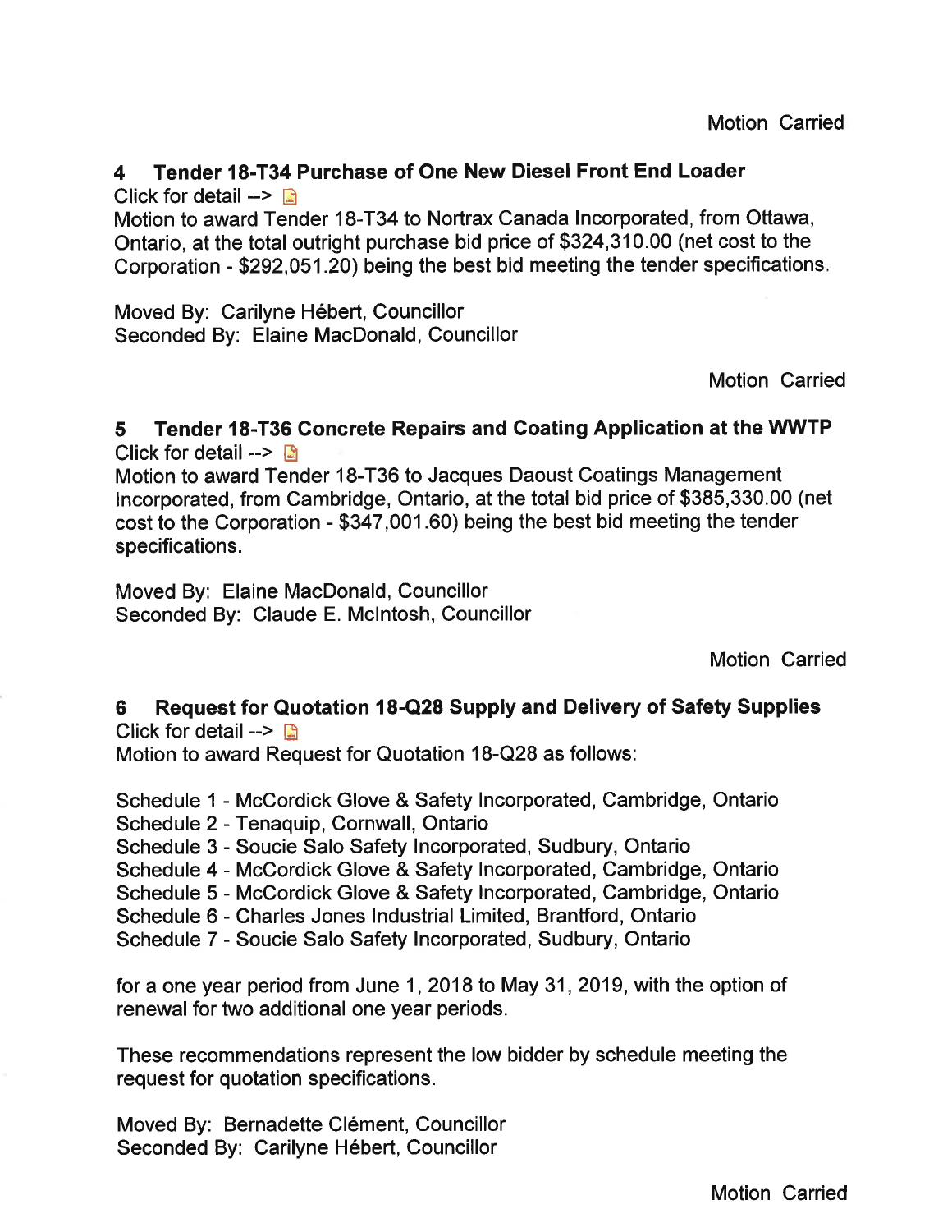Motion Carried

### 4 Tender 18-T34 Purchase of One New Diesel Front End Loader

Click for detail -->

Motion to award Tender 18-T34 to Nortrax Canada Incorporated, from Ottawa, Ontario, at the total outright purchase bid price of $324,310.00 (net cost to the Corporation - $292,051.20) being the best bid meeting the tender specifications.

Moved By: Carilyne Hébert, Councillor
Seconded By: Elaine MacDonald, Councillor

Motion Carried

### 5 Tender 18-T36 Concrete Repairs and Coating Application at the WWTP

Click for detail -->

Motion to award Tender 18-T36 to Jacques Daoust Coatings Management Incorporated, from Cambridge, Ontario, at the total bid price of $385,330.00 (net cost to the Corporation - $347,001.60) being the best bid meeting the tender specifications.

Moved By: Elaine MacDonald, Councillor
Seconded By: Claude E. McIntosh, Councillor

Motion Carried

### 6 Request for Quotation 18-Q28 Supply and Delivery of Safety Supplies

Click for detail -->

Motion to award Request for Quotation 18-Q28 as follows:

Schedule 1 - McCordick Glove & Safety Incorporated, Cambridge, Ontario
Schedule 2 - Tenaquip, Cornwall, Ontario
Schedule 3 - Soucie Salo Safety Incorporated, Sudbury, Ontario
Schedule 4 - McCordick Glove & Safety Incorporated, Cambridge, Ontario
Schedule 5 - McCordick Glove & Safety Incorporated, Cambridge, Ontario
Schedule 6 - Charles Jones Industrial Limited, Brantford, Ontario
Schedule 7 - Soucie Salo Safety Incorporated, Sudbury, Ontario

for a one year period from June 1, 2018 to May 31, 2019, with the option of renewal for two additional one year periods.

These recommendations represent the low bidder by schedule meeting the request for quotation specifications.

Moved By: Bernadette Clément, Councillor
Seconded By: Carilyne Hébert, Councillor

Motion Carried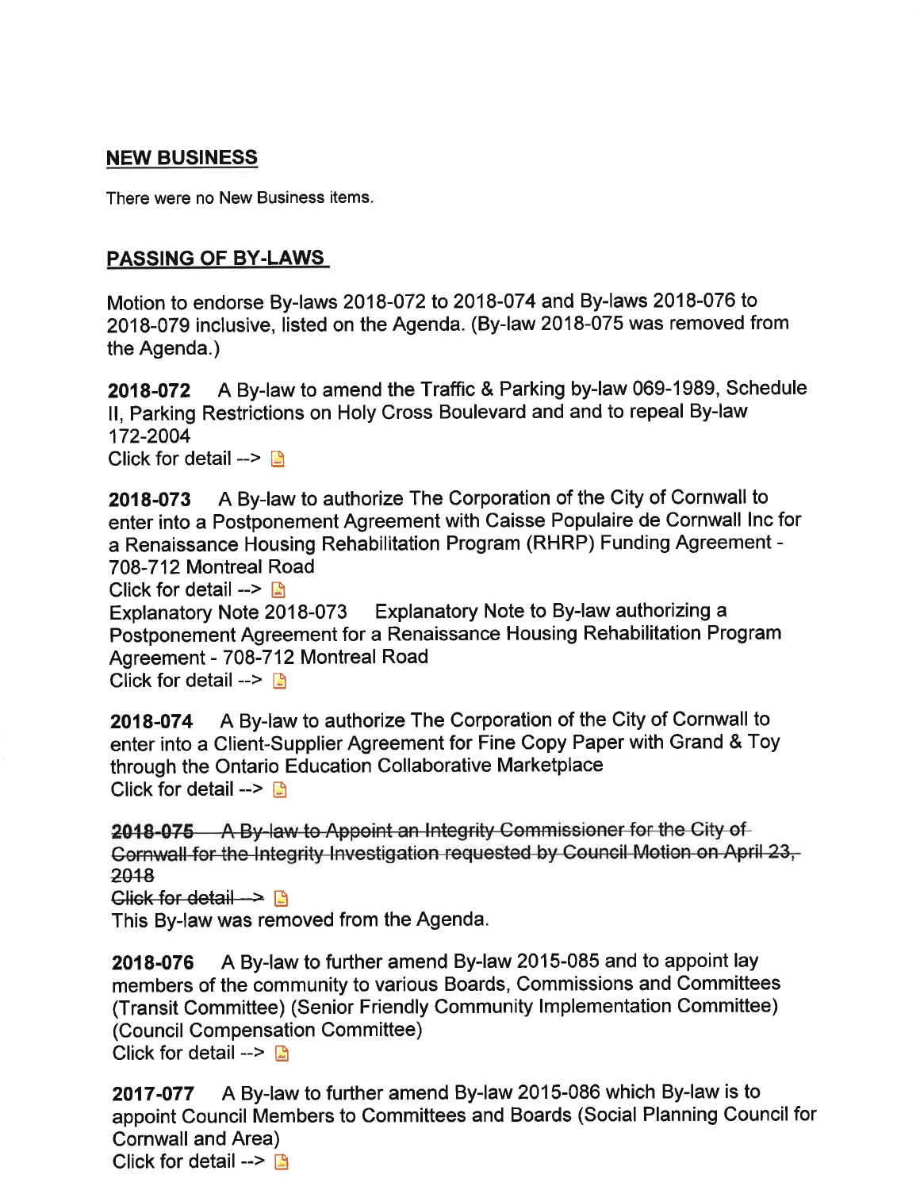## NEW BUSINESS

There were no New Business items.

## PASSING OF BY-LAWS

Motion to endorse By-laws 2018-072 to 2018-074 and By-laws 2018-076 to 2018-079 inclusive, listed on the Agenda. (By-law 2018-075 was removed from the Agenda.)

**2018-072** A By-law to amend the Traffic & Parking by-law 069-1989, Schedule II, Parking Restrictions on Holy Cross Boulevard and and to repeal By-law 172-2004
Click for detail -->

**2018-073** A By-law to authorize The Corporation of the City of Cornwall to enter into a Postponement Agreement with Caisse Populaire de Cornwall Inc for a Renaissance Housing Rehabilitation Program (RHRP) Funding Agreement - 708-712 Montreal Road
Click for detail -->
Explanatory Note 2018-073 Explanatory Note to By-law authorizing a Postponement Agreement for a Renaissance Housing Rehabilitation Program Agreement - 708-712 Montreal Road
Click for detail -->

**2018-074** A By-law to authorize The Corporation of the City of Cornwall to enter into a Client-Supplier Agreement for Fine Copy Paper with Grand & Toy through the Ontario Education Collaborative Marketplace
Click for detail -->

~~**2018-075** A By-law to Appoint an Integrity Commissioner for the City of Cornwall for the Integrity Investigation requested by Council Motion on April 23, 2018~~
~~Click for detail -->~~
This By-law was removed from the Agenda.

**2018-076** A By-law to further amend By-law 2015-085 and to appoint lay members of the community to various Boards, Commissions and Committees (Transit Committee) (Senior Friendly Community Implementation Committee) (Council Compensation Committee)
Click for detail -->

**2017-077** A By-law to further amend By-law 2015-086 which By-law is to appoint Council Members to Committees and Boards (Social Planning Council for Cornwall and Area)
Click for detail -->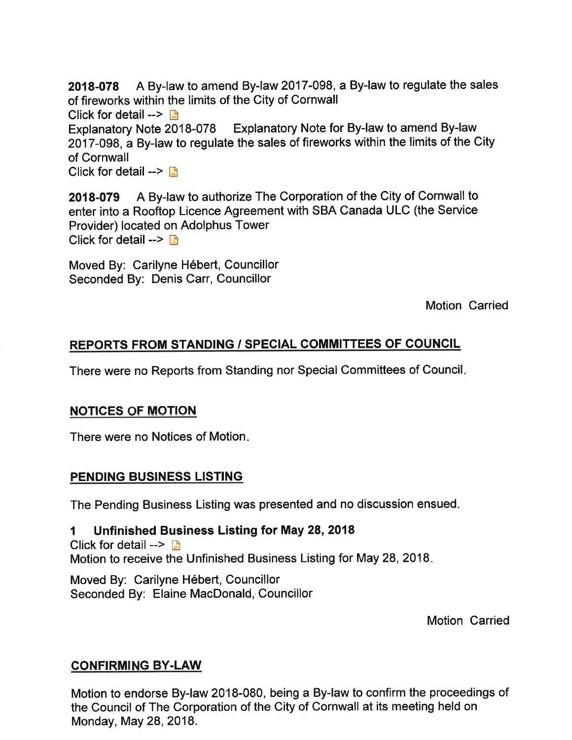**2018-078** A By-law to amend By-law 2017-098, a By-law to regulate the sales of fireworks within the limits of the City of Cornwall
Click for detail -->
Explanatory Note 2018-078 Explanatory Note for By-law to amend By-law 2017-098, a By-law to regulate the sales of fireworks within the limits of the City of Cornwall
Click for detail -->

**2018-079** A By-law to authorize The Corporation of the City of Cornwall to enter into a Rooftop Licence Agreement with SBA Canada ULC (the Service Provider) located on Adolphus Tower
Click for detail -->

Moved By: Carilyne Hébert, Councillor
Seconded By: Denis Carr, Councillor

Motion Carried

## REPORTS FROM STANDING / SPECIAL COMMITTEES OF COUNCIL

There were no Reports from Standing nor Special Committees of Council.

## NOTICES OF MOTION

There were no Notices of Motion.

## PENDING BUSINESS LISTING

The Pending Business Listing was presented and no discussion ensued.

### 1 Unfinished Business Listing for May 28, 2018

Click for detail -->
Motion to receive the Unfinished Business Listing for May 28, 2018.

Moved By: Carilyne Hébert, Councillor
Seconded By: Elaine MacDonald, Councillor

Motion Carried

## CONFIRMING BY-LAW

Motion to endorse By-law 2018-080, being a By-law to confirm the proceedings of the Council of The Corporation of the City of Cornwall at its meeting held on Monday, May 28, 2018.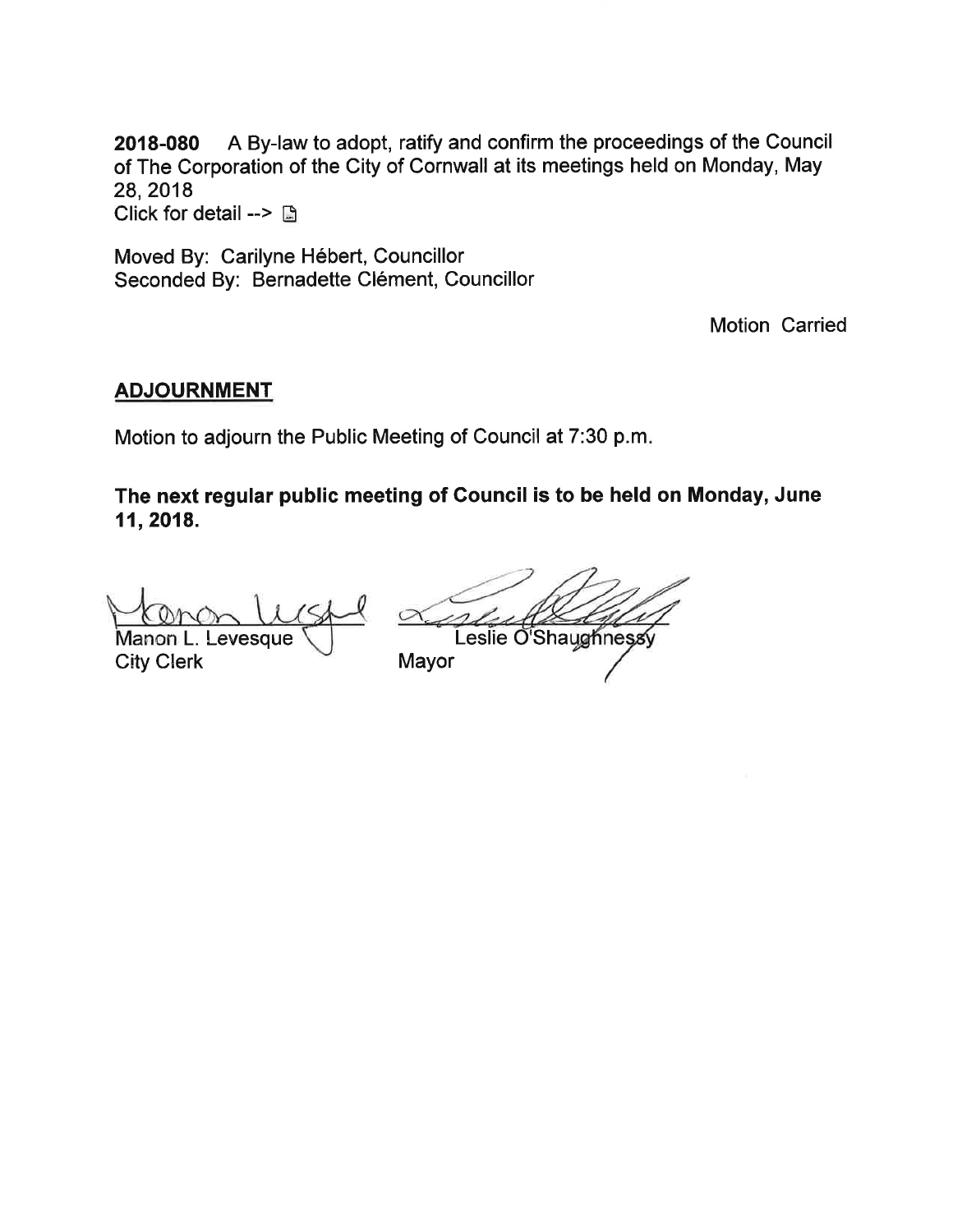**2018-080** A By-law to adopt, ratify and confirm the proceedings of the Council of The Corporation of the City of Cornwall at its meetings held on Monday, May 28, 2018
Click for detail -->

Moved By: Carilyne Hébert, Councillor
Seconded By: Bernadette Clément, Councillor

Motion Carried

## ADJOURNMENT

Motion to adjourn the Public Meeting of Council at 7:30 p.m.

**The next regular public meeting of Council is to be held on Monday, June 11, 2018.**

Manon L. Levesque
City Clerk

Leslie O'Shaughnessy
Mayor